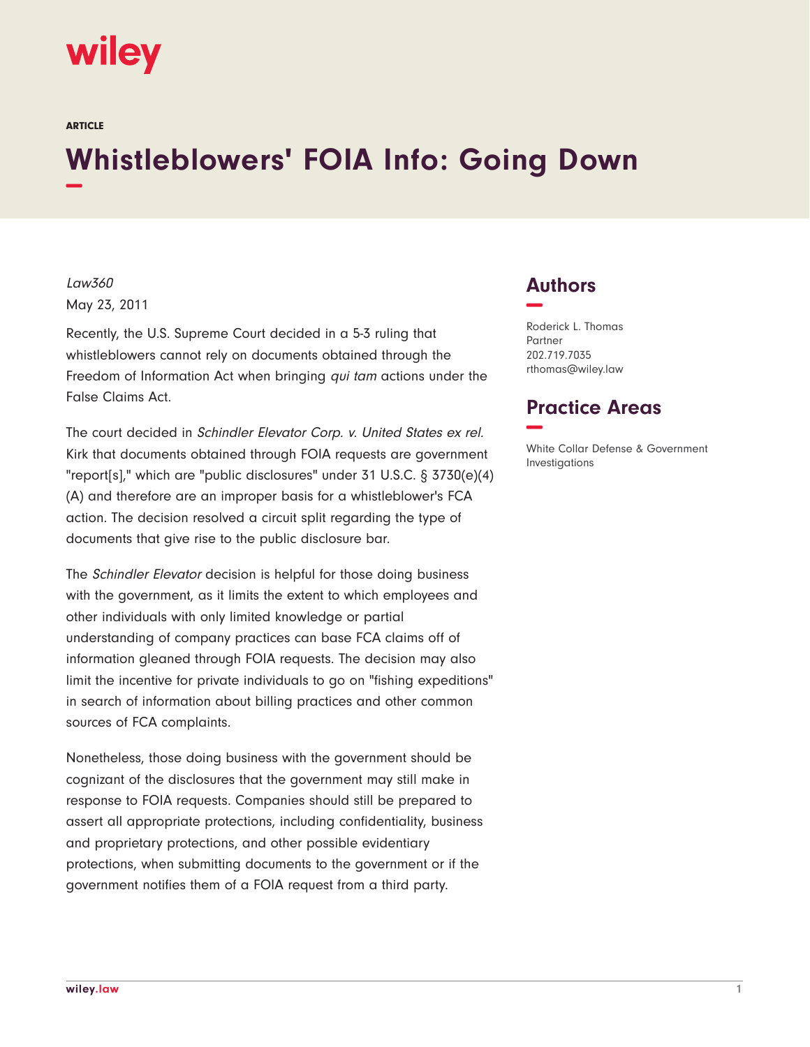wiley

**ARTICLE**

# Whistleblowers' FOIA Info: Going Down

*Law360*

May 23, 2011

Recently, the U.S. Supreme Court decided in a 5-3 ruling that whistleblowers cannot rely on documents obtained through the Freedom of Information Act when bringing *qui tam* actions under the False Claims Act.

The court decided in *Schindler Elevator Corp. v. United States ex rel.* Kirk that documents obtained through FOIA requests are government "report[s]," which are "public disclosures" under 31 U.S.C. § 3730(e)(4)(A) and therefore are an improper basis for a whistleblower's FCA action. The decision resolved a circuit split regarding the type of documents that give rise to the public disclosure bar.

The *Schindler Elevator* decision is helpful for those doing business with the government, as it limits the extent to which employees and other individuals with only limited knowledge or partial understanding of company practices can base FCA claims off of information gleaned through FOIA requests. The decision may also limit the incentive for private individuals to go on "fishing expeditions" in search of information about billing practices and other common sources of FCA complaints.

Nonetheless, those doing business with the government should be cognizant of the disclosures that the government may still make in response to FOIA requests. Companies should still be prepared to assert all appropriate protections, including confidentiality, business and proprietary protections, and other possible evidentiary protections, when submitting documents to the government or if the government notifies them of a FOIA request from a third party.

## Authors

Roderick L. Thomas
Partner
202.719.7035
rthomas@wiley.law

## Practice Areas

White Collar Defense & Government Investigations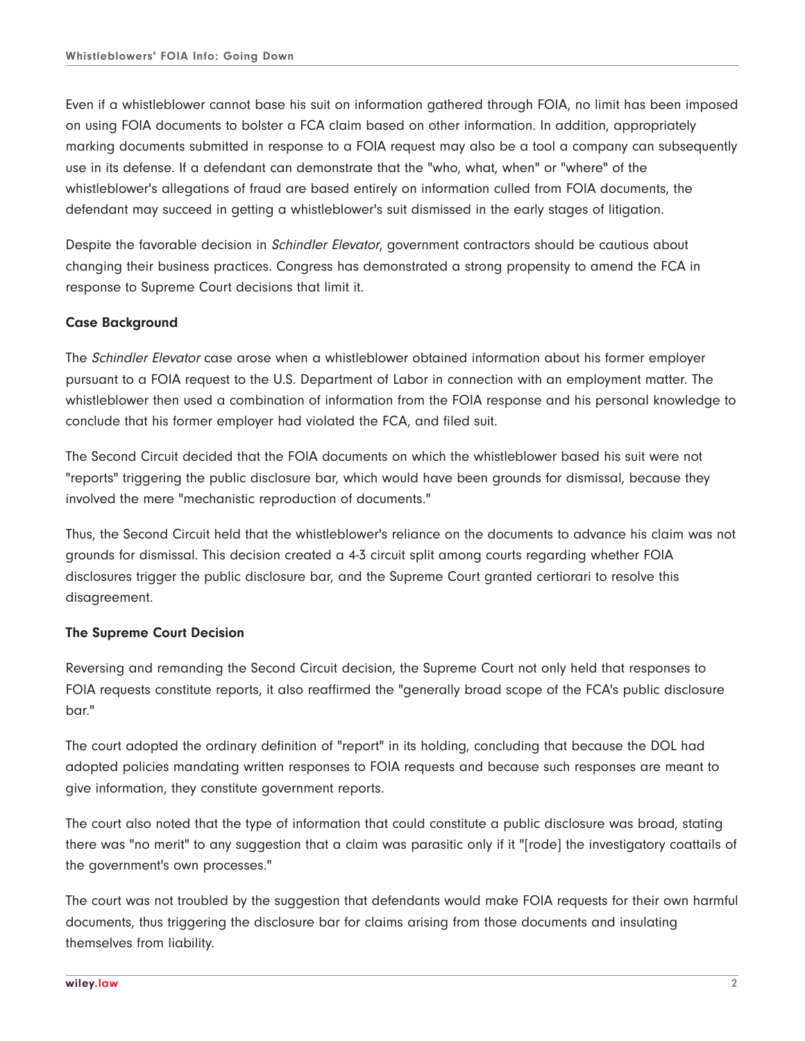Even if a whistleblower cannot base his suit on information gathered through FOIA, no limit has been imposed on using FOIA documents to bolster a FCA claim based on other information. In addition, appropriately marking documents submitted in response to a FOIA request may also be a tool a company can subsequently use in its defense. If a defendant can demonstrate that the "who, what, when" or "where" of the whistleblower's allegations of fraud are based entirely on information culled from FOIA documents, the defendant may succeed in getting a whistleblower's suit dismissed in the early stages of litigation.

Despite the favorable decision in *Schindler Elevator*, government contractors should be cautious about changing their business practices. Congress has demonstrated a strong propensity to amend the FCA in response to Supreme Court decisions that limit it.

**Case Background**

The *Schindler Elevator* case arose when a whistleblower obtained information about his former employer pursuant to a FOIA request to the U.S. Department of Labor in connection with an employment matter. The whistleblower then used a combination of information from the FOIA response and his personal knowledge to conclude that his former employer had violated the FCA, and filed suit.

The Second Circuit decided that the FOIA documents on which the whistleblower based his suit were not "reports" triggering the public disclosure bar, which would have been grounds for dismissal, because they involved the mere "mechanistic reproduction of documents."

Thus, the Second Circuit held that the whistleblower's reliance on the documents to advance his claim was not grounds for dismissal. This decision created a 4-3 circuit split among courts regarding whether FOIA disclosures trigger the public disclosure bar, and the Supreme Court granted certiorari to resolve this disagreement.

**The Supreme Court Decision**

Reversing and remanding the Second Circuit decision, the Supreme Court not only held that responses to FOIA requests constitute reports, it also reaffirmed the "generally broad scope of the FCA's public disclosure bar."

The court adopted the ordinary definition of "report" in its holding, concluding that because the DOL had adopted policies mandating written responses to FOIA requests and because such responses are meant to give information, they constitute government reports.

The court also noted that the type of information that could constitute a public disclosure was broad, stating there was "no merit" to any suggestion that a claim was parasitic only if it "[rode] the investigatory coattails of the government's own processes."

The court was not troubled by the suggestion that defendants would make FOIA requests for their own harmful documents, thus triggering the disclosure bar for claims arising from those documents and insulating themselves from liability.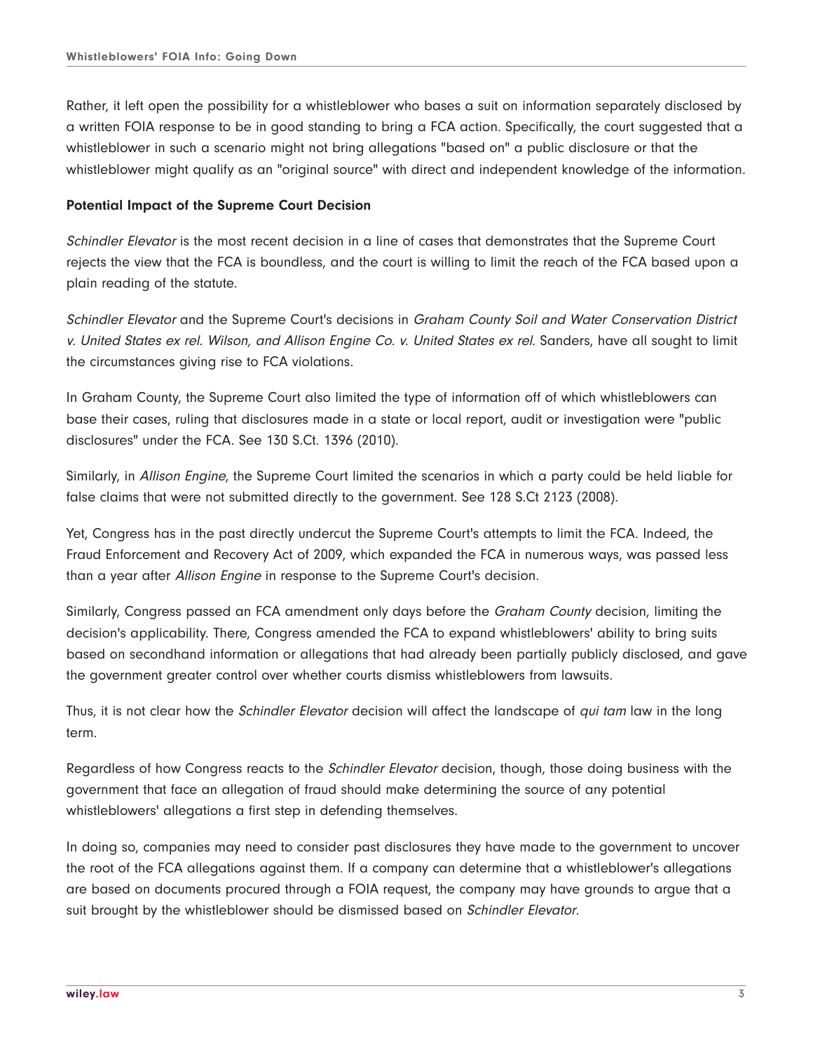Rather, it left open the possibility for a whistleblower who bases a suit on information separately disclosed by a written FOIA response to be in good standing to bring a FCA action. Specifically, the court suggested that a whistleblower in such a scenario might not bring allegations "based on" a public disclosure or that the whistleblower might qualify as an "original source" with direct and independent knowledge of the information.

**Potential Impact of the Supreme Court Decision**

*Schindler Elevator* is the most recent decision in a line of cases that demonstrates that the Supreme Court rejects the view that the FCA is boundless, and the court is willing to limit the reach of the FCA based upon a plain reading of the statute.

*Schindler Elevator* and the Supreme Court's decisions in *Graham County Soil and Water Conservation District v. United States ex rel. Wilson, and Allison Engine Co. v. United States ex rel.* Sanders, have all sought to limit the circumstances giving rise to FCA violations.

In Graham County, the Supreme Court also limited the type of information off of which whistleblowers can base their cases, ruling that disclosures made in a state or local report, audit or investigation were "public disclosures" under the FCA. See 130 S.Ct. 1396 (2010).

Similarly, in *Allison Engine*, the Supreme Court limited the scenarios in which a party could be held liable for false claims that were not submitted directly to the government. See 128 S.Ct 2123 (2008).

Yet, Congress has in the past directly undercut the Supreme Court's attempts to limit the FCA. Indeed, the Fraud Enforcement and Recovery Act of 2009, which expanded the FCA in numerous ways, was passed less than a year after *Allison Engine* in response to the Supreme Court's decision.

Similarly, Congress passed an FCA amendment only days before the *Graham County* decision, limiting the decision's applicability. There, Congress amended the FCA to expand whistleblowers' ability to bring suits based on secondhand information or allegations that had already been partially publicly disclosed, and gave the government greater control over whether courts dismiss whistleblowers from lawsuits.

Thus, it is not clear how the *Schindler Elevator* decision will affect the landscape of *qui tam* law in the long term.

Regardless of how Congress reacts to the *Schindler Elevator* decision, though, those doing business with the government that face an allegation of fraud should make determining the source of any potential whistleblowers' allegations a first step in defending themselves.

In doing so, companies may need to consider past disclosures they have made to the government to uncover the root of the FCA allegations against them. If a company can determine that a whistleblower's allegations are based on documents procured through a FOIA request, the company may have grounds to argue that a suit brought by the whistleblower should be dismissed based on *Schindler Elevator*.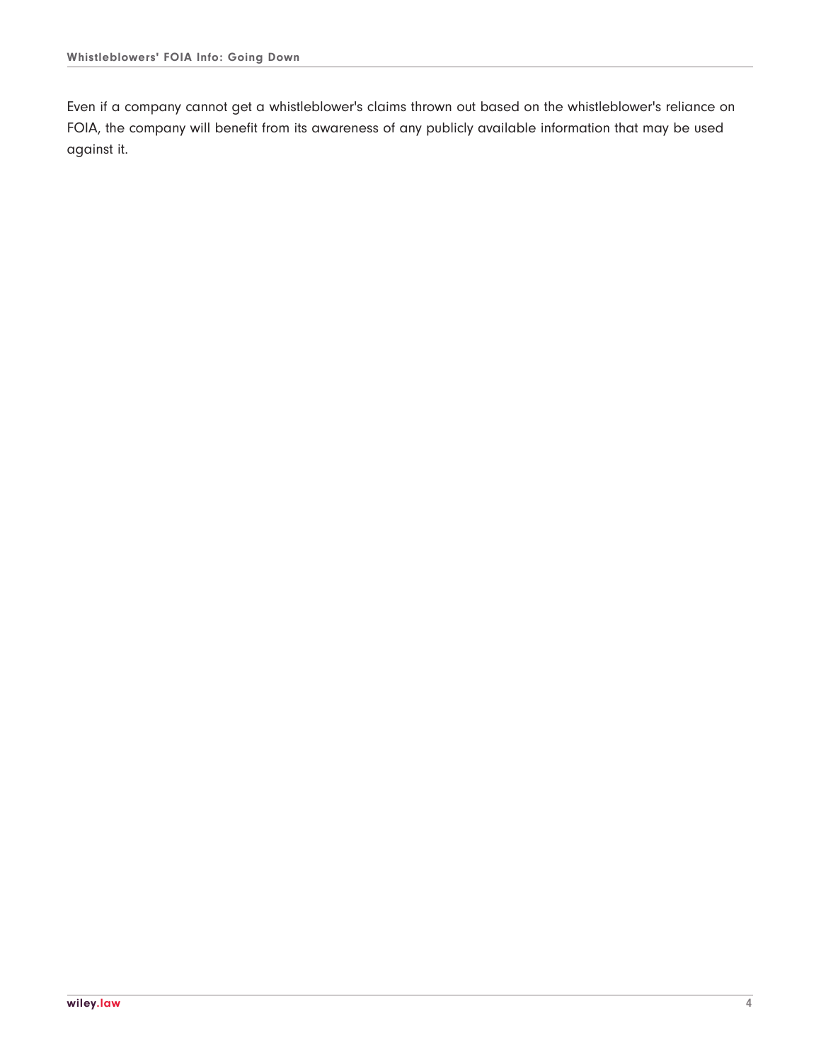Even if a company cannot get a whistleblower's claims thrown out based on the whistleblower's reliance on FOIA, the company will benefit from its awareness of any publicly available information that may be used against it.